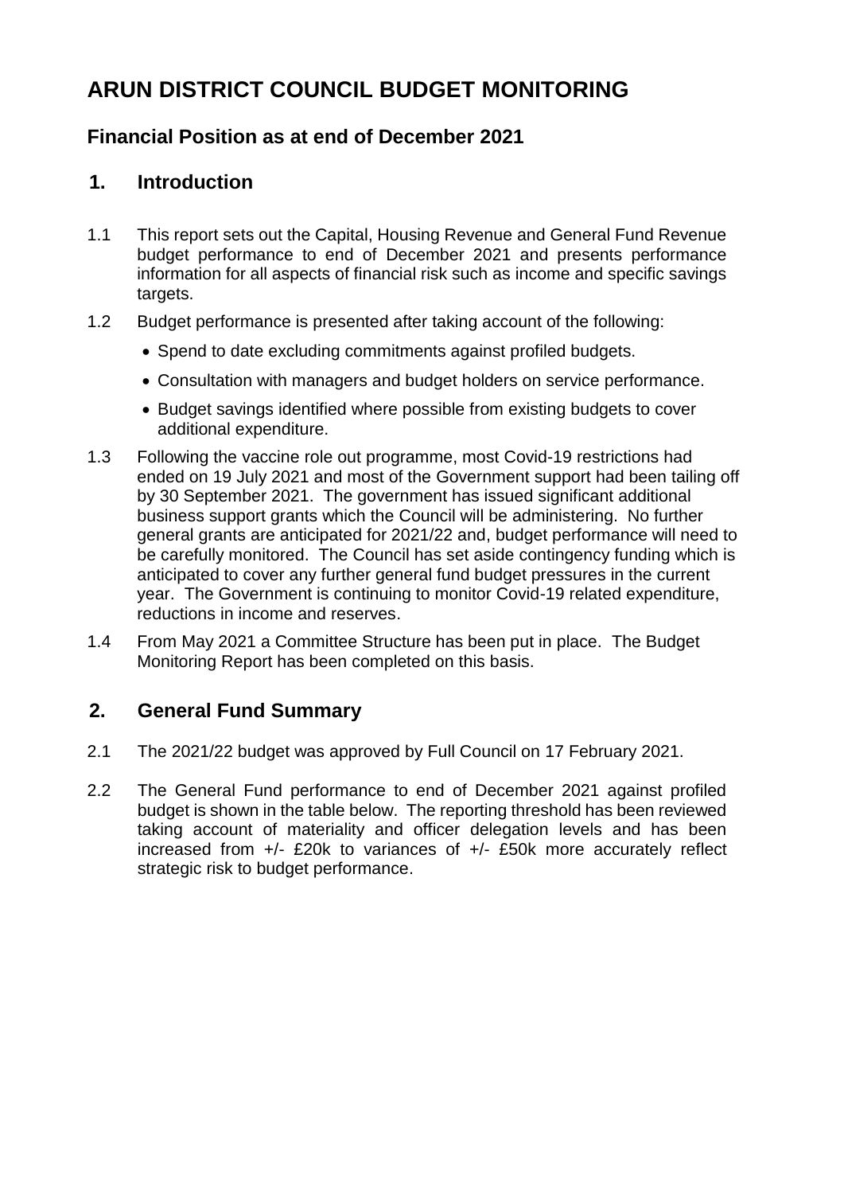# ARUN DISTRICT COUNCIL BUDGET MONITORING

## Financial Position as at end of December 2021

## 1. Introduction

1.1 This report sets out the Capital, Housing Revenue and General Fund Revenue budget performance to end of December 2021 and presents performance information for all aspects of financial risk such as income and specific savings targets.

1.2 Budget performance is presented after taking account of the following:

- Spend to date excluding commitments against profiled budgets.
- Consultation with managers and budget holders on service performance.
- Budget savings identified where possible from existing budgets to cover additional expenditure.

1.3 Following the vaccine role out programme, most Covid-19 restrictions had ended on 19 July 2021 and most of the Government support had been tailing off by 30 September 2021. The government has issued significant additional business support grants which the Council will be administering. No further general grants are anticipated for 2021/22 and, budget performance will need to be carefully monitored. The Council has set aside contingency funding which is anticipated to cover any further general fund budget pressures in the current year. The Government is continuing to monitor Covid-19 related expenditure, reductions in income and reserves.

1.4 From May 2021 a Committee Structure has been put in place. The Budget Monitoring Report has been completed on this basis.

## 2. General Fund Summary

2.1 The 2021/22 budget was approved by Full Council on 17 February 2021.

2.2 The General Fund performance to end of December 2021 against profiled budget is shown in the table below. The reporting threshold has been reviewed taking account of materiality and officer delegation levels and has been increased from +/- £20k to variances of +/- £50k more accurately reflect strategic risk to budget performance.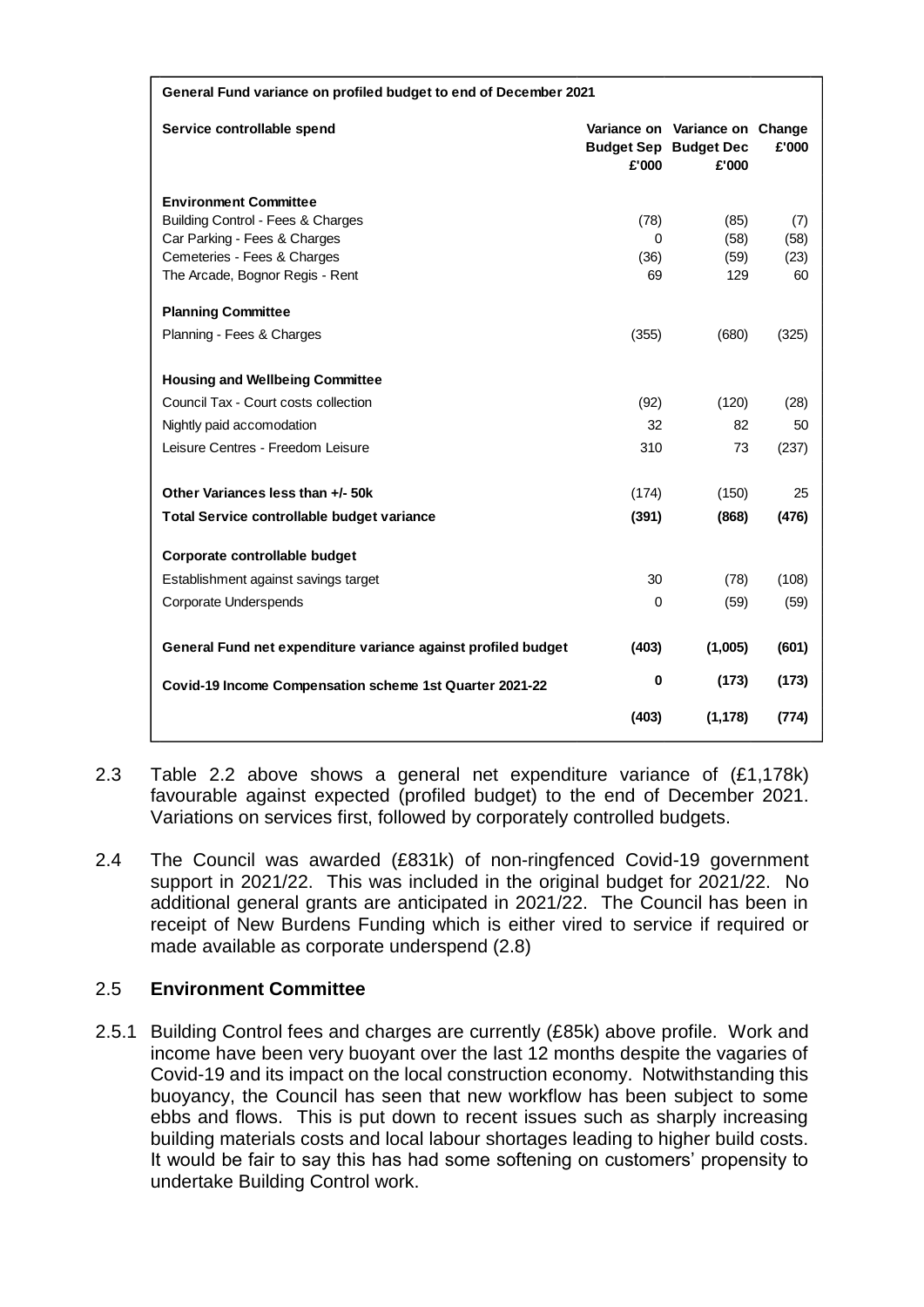| General Fund variance on profiled budget to end of December 2021 | | | |
|---|---|---|---|
| **Service controllable spend** | **Variance on Budget Sep £'000** | **Variance on Budget Dec £'000** | **Change £'000** |
| **Environment Committee** | | | |
| Building Control - Fees & Charges | (78) | (85) | (7) |
| Car Parking - Fees & Charges | 0 | (58) | (58) |
| Cemeteries - Fees & Charges | (36) | (59) | (23) |
| The Arcade, Bognor Regis - Rent | 69 | 129 | 60 |
| **Planning Committee** | | | |
| Planning - Fees & Charges | (355) | (680) | (325) |
| **Housing and Wellbeing Committee** | | | |
| Council Tax - Court costs collection | (92) | (120) | (28) |
| Nightly paid accomodation | 32 | 82 | 50 |
| Leisure Centres - Freedom Leisure | 310 | 73 | (237) |
| **Other Variances less than +/- 50k** | (174) | (150) | 25 |
| **Total Service controllable budget variance** | **(391)** | **(868)** | **(476)** |
| **Corporate controllable budget** | | | |
| Establishment against savings target | 30 | (78) | (108) |
| Corporate Underspends | 0 | (59) | (59) |
| **General Fund net expenditure variance against profiled budget** | **(403)** | **(1,005)** | **(601)** |
| **Covid-19 Income Compensation scheme 1st Quarter 2021-22** | **0** | **(173)** | **(173)** |
| | **(403)** | **(1,178)** | **(774)** |

2.3 Table 2.2 above shows a general net expenditure variance of (£1,178k) favourable against expected (profiled budget) to the end of December 2021. Variations on services first, followed by corporately controlled budgets.

2.4 The Council was awarded (£831k) of non-ringfenced Covid-19 government support in 2021/22. This was included in the original budget for 2021/22. No additional general grants are anticipated in 2021/22. The Council has been in receipt of New Burdens Funding which is either vired to service if required or made available as corporate underspend (2.8)

## 2.5 Environment Committee

2.5.1 Building Control fees and charges are currently (£85k) above profile. Work and income have been very buoyant over the last 12 months despite the vagaries of Covid-19 and its impact on the local construction economy. Notwithstanding this buoyancy, the Council has seen that new workflow has been subject to some ebbs and flows. This is put down to recent issues such as sharply increasing building materials costs and local labour shortages leading to higher build costs. It would be fair to say this has had some softening on customers' propensity to undertake Building Control work.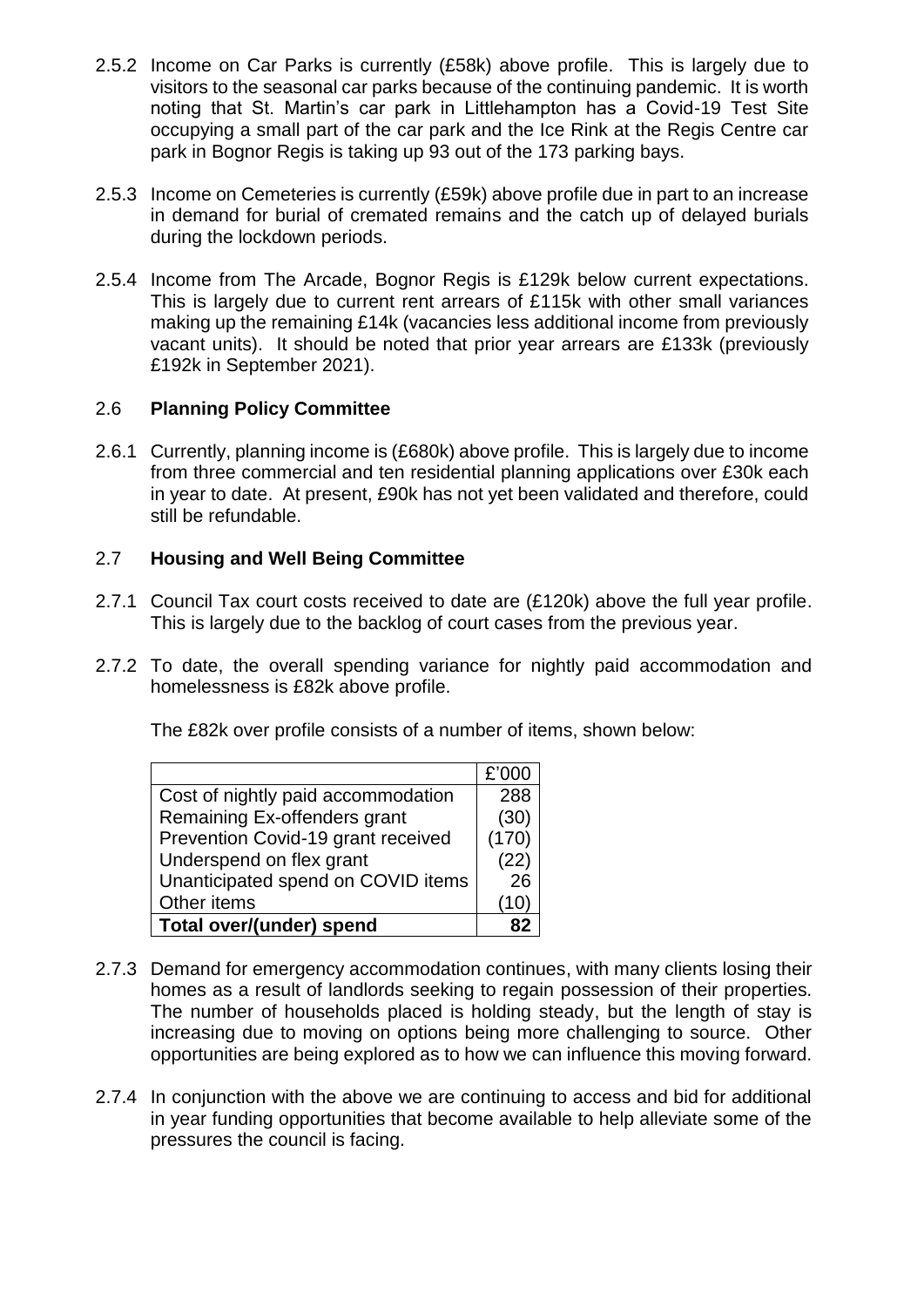2.5.2 Income on Car Parks is currently (£58k) above profile. This is largely due to visitors to the seasonal car parks because of the continuing pandemic. It is worth noting that St. Martin's car park in Littlehampton has a Covid-19 Test Site occupying a small part of the car park and the Ice Rink at the Regis Centre car park in Bognor Regis is taking up 93 out of the 173 parking bays.

2.5.3 Income on Cemeteries is currently (£59k) above profile due in part to an increase in demand for burial of cremated remains and the catch up of delayed burials during the lockdown periods.

2.5.4 Income from The Arcade, Bognor Regis is £129k below current expectations. This is largely due to current rent arrears of £115k with other small variances making up the remaining £14k (vacancies less additional income from previously vacant units). It should be noted that prior year arrears are £133k (previously £192k in September 2021).

## 2.6 Planning Policy Committee

2.6.1 Currently, planning income is (£680k) above profile. This is largely due to income from three commercial and ten residential planning applications over £30k each in year to date. At present, £90k has not yet been validated and therefore, could still be refundable.

## 2.7 Housing and Well Being Committee

2.7.1 Council Tax court costs received to date are (£120k) above the full year profile. This is largely due to the backlog of court cases from the previous year.

2.7.2 To date, the overall spending variance for nightly paid accommodation and homelessness is £82k above profile.

The £82k over profile consists of a number of items, shown below:

| | £'000 |
|---|---|
| Cost of nightly paid accommodation | 288 |
| Remaining Ex-offenders grant | (30) |
| Prevention Covid-19 grant received | (170) |
| Underspend on flex grant | (22) |
| Unanticipated spend on COVID items | 26 |
| Other items | (10) |
| **Total over/(under) spend** | **82** |

2.7.3 Demand for emergency accommodation continues, with many clients losing their homes as a result of landlords seeking to regain possession of their properties. The number of households placed is holding steady, but the length of stay is increasing due to moving on options being more challenging to source. Other opportunities are being explored as to how we can influence this moving forward.

2.7.4 In conjunction with the above we are continuing to access and bid for additional in year funding opportunities that become available to help alleviate some of the pressures the council is facing.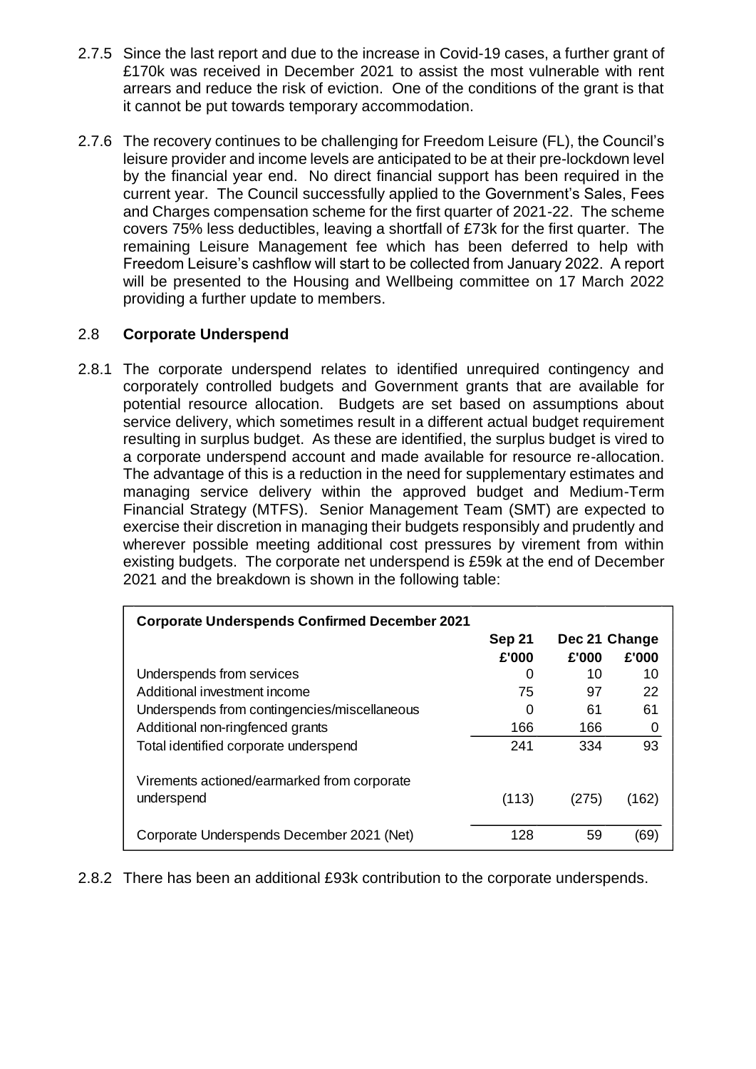2.7.5 Since the last report and due to the increase in Covid-19 cases, a further grant of £170k was received in December 2021 to assist the most vulnerable with rent arrears and reduce the risk of eviction. One of the conditions of the grant is that it cannot be put towards temporary accommodation.

2.7.6 The recovery continues to be challenging for Freedom Leisure (FL), the Council's leisure provider and income levels are anticipated to be at their pre-lockdown level by the financial year end. No direct financial support has been required in the current year. The Council successfully applied to the Government's Sales, Fees and Charges compensation scheme for the first quarter of 2021-22. The scheme covers 75% less deductibles, leaving a shortfall of £73k for the first quarter. The remaining Leisure Management fee which has been deferred to help with Freedom Leisure's cashflow will start to be collected from January 2022. A report will be presented to the Housing and Wellbeing committee on 17 March 2022 providing a further update to members.

## 2.8 **Corporate Underspend**

2.8.1 The corporate underspend relates to identified unrequired contingency and corporately controlled budgets and Government grants that are available for potential resource allocation. Budgets are set based on assumptions about service delivery, which sometimes result in a different actual budget requirement resulting in surplus budget. As these are identified, the surplus budget is vired to a corporate underspend account and made available for resource re-allocation. The advantage of this is a reduction in the need for supplementary estimates and managing service delivery within the approved budget and Medium-Term Financial Strategy (MTFS). Senior Management Team (SMT) are expected to exercise their discretion in managing their budgets responsibly and prudently and wherever possible meeting additional cost pressures by virement from within existing budgets. The corporate net underspend is £59k at the end of December 2021 and the breakdown is shown in the following table:

| **Corporate Underspends Confirmed December 2021** | **Sep 21** | **Dec 21** | **Change** |
|---|---|---|---|
| | **£'000** | **£'000** | **£'000** |
| Underspends from services | 0 | 10 | 10 |
| Additional investment income | 75 | 97 | 22 |
| Underspends from contingencies/miscellaneous | 0 | 61 | 61 |
| Additional non-ringfenced grants | 166 | 166 | 0 |
| Total identified corporate underspend | 241 | 334 | 93 |
| Virements actioned/earmarked from corporate underspend | (113) | (275) | (162) |
| Corporate Underspends December 2021 (Net) | 128 | 59 | (69) |

2.8.2 There has been an additional £93k contribution to the corporate underspends.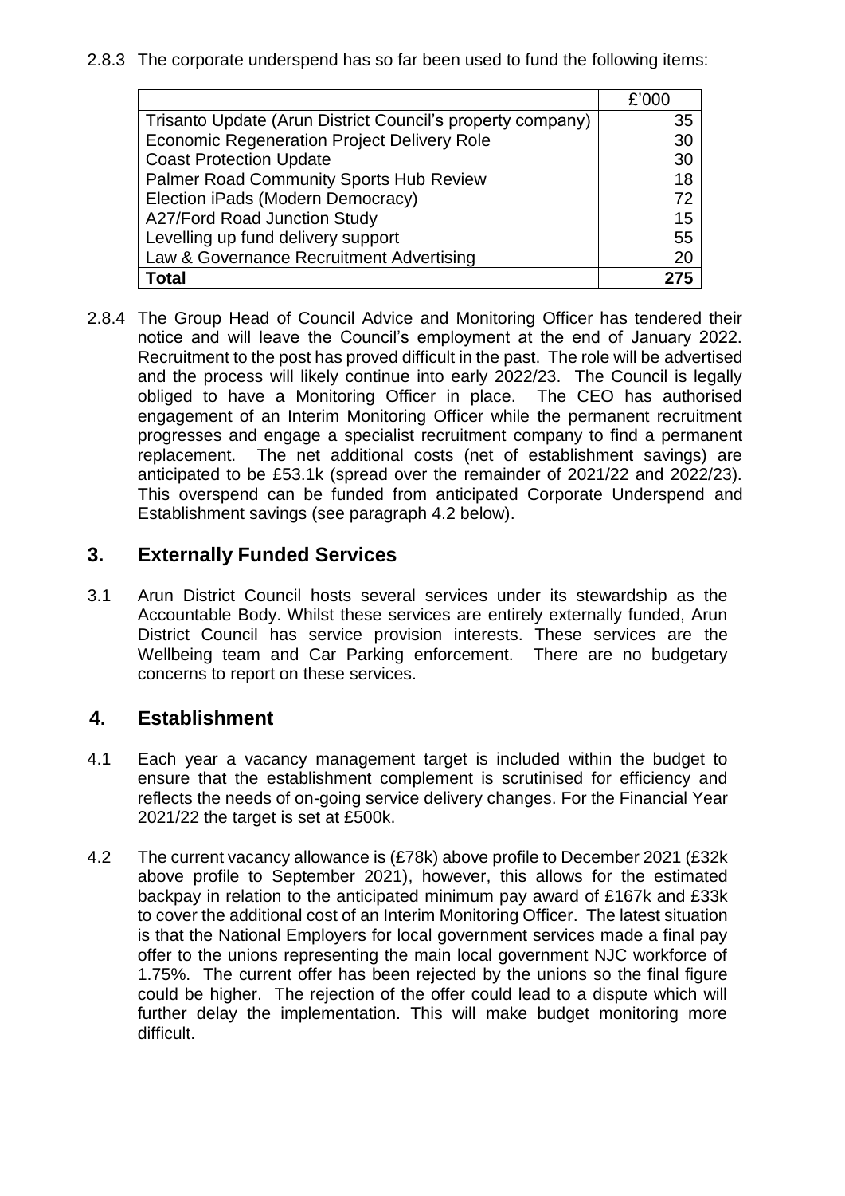2.8.3 The corporate underspend has so far been used to fund the following items:

| | £'000 |
|---|---|
| Trisanto Update (Arun District Council's property company) | 35 |
| Economic Regeneration Project Delivery Role | 30 |
| Coast Protection Update | 30 |
| Palmer Road Community Sports Hub Review | 18 |
| Election iPads (Modern Democracy) | 72 |
| A27/Ford Road Junction Study | 15 |
| Levelling up fund delivery support | 55 |
| Law & Governance Recruitment Advertising | 20 |
| **Total** | **275** |

2.8.4 The Group Head of Council Advice and Monitoring Officer has tendered their notice and will leave the Council's employment at the end of January 2022. Recruitment to the post has proved difficult in the past. The role will be advertised and the process will likely continue into early 2022/23. The Council is legally obliged to have a Monitoring Officer in place. The CEO has authorised engagement of an Interim Monitoring Officer while the permanent recruitment progresses and engage a specialist recruitment company to find a permanent replacement. The net additional costs (net of establishment savings) are anticipated to be £53.1k (spread over the remainder of 2021/22 and 2022/23). This overspend can be funded from anticipated Corporate Underspend and Establishment savings (see paragraph 4.2 below).

## 3. Externally Funded Services

3.1 Arun District Council hosts several services under its stewardship as the Accountable Body. Whilst these services are entirely externally funded, Arun District Council has service provision interests. These services are the Wellbeing team and Car Parking enforcement. There are no budgetary concerns to report on these services.

## 4. Establishment

4.1 Each year a vacancy management target is included within the budget to ensure that the establishment complement is scrutinised for efficiency and reflects the needs of on-going service delivery changes. For the Financial Year 2021/22 the target is set at £500k.

4.2 The current vacancy allowance is (£78k) above profile to December 2021 (£32k above profile to September 2021), however, this allows for the estimated backpay in relation to the anticipated minimum pay award of £167k and £33k to cover the additional cost of an Interim Monitoring Officer. The latest situation is that the National Employers for local government services made a final pay offer to the unions representing the main local government NJC workforce of 1.75%. The current offer has been rejected by the unions so the final figure could be higher. The rejection of the offer could lead to a dispute which will further delay the implementation. This will make budget monitoring more difficult.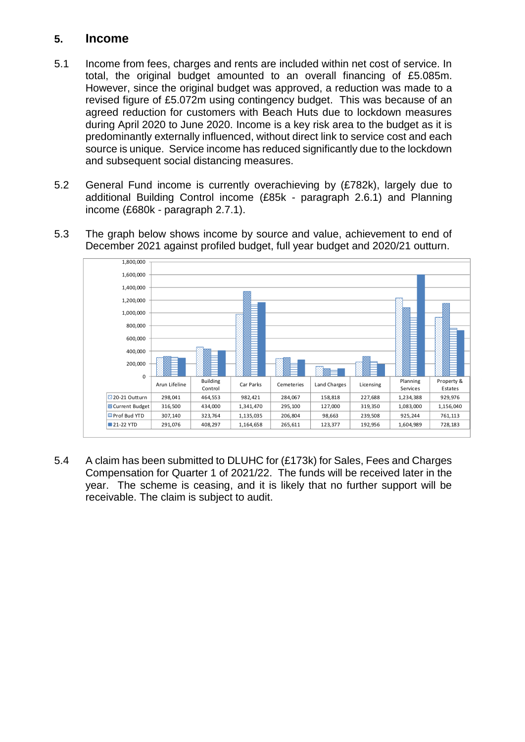## 5. Income

5.1 Income from fees, charges and rents are included within net cost of service. In total, the original budget amounted to an overall financing of £5.085m. However, since the original budget was approved, a reduction was made to a revised figure of £5.072m using contingency budget. This was because of an agreed reduction for customers with Beach Huts due to lockdown measures during April 2020 to June 2020. Income is a key risk area to the budget as it is predominantly externally influenced, without direct link to service cost and each source is unique. Service income has reduced significantly due to the lockdown and subsequent social distancing measures.

5.2 General Fund income is currently overachieving by (£782k), largely due to additional Building Control income (£85k - paragraph 2.6.1) and Planning income (£680k - paragraph 2.7.1).

5.3 The graph below shows income by source and value, achievement to end of December 2021 against profiled budget, full year budget and 2020/21 outturn.

| | Arun Lifeline | Building Control | Car Parks | Cemeteries | Land Charges | Licensing | Planning Services | Property & Estates |
|---|---|---|---|---|---|---|---|---|
| 20-21 Outturn | 298,041 | 464,553 | 982,421 | 284,067 | 158,818 | 227,688 | 1,234,388 | 929,976 |
| Current Budget | 316,500 | 434,000 | 1,341,470 | 295,100 | 127,000 | 319,350 | 1,083,000 | 1,156,040 |
| Prof Bud YTD | 307,140 | 323,764 | 1,135,035 | 206,804 | 98,663 | 239,508 | 925,244 | 761,113 |
| 21-22 YTD | 291,076 | 408,297 | 1,164,658 | 265,611 | 123,377 | 192,956 | 1,604,989 | 728,183 |

5.4 A claim has been submitted to DLUHC for (£173k) for Sales, Fees and Charges Compensation for Quarter 1 of 2021/22. The funds will be received later in the year. The scheme is ceasing, and it is likely that no further support will be receivable. The claim is subject to audit.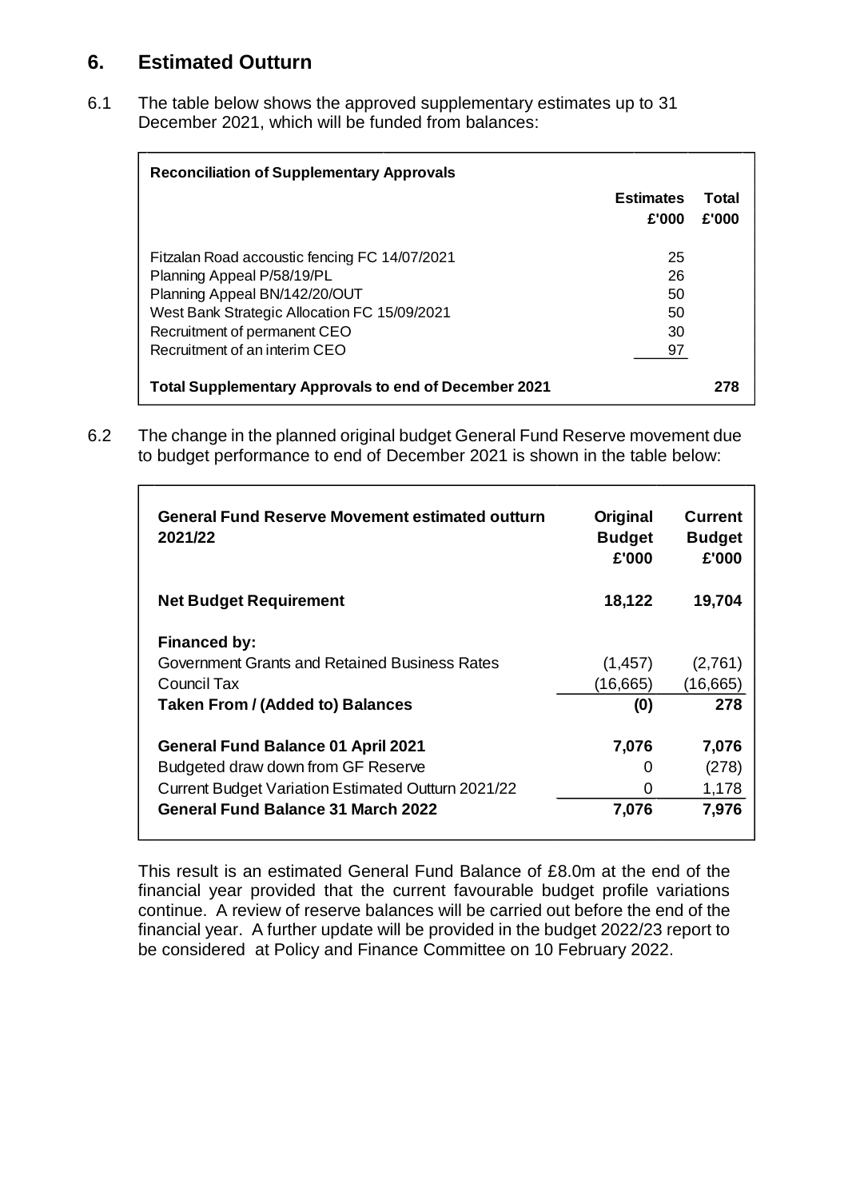## 6. Estimated Outturn

6.1 The table below shows the approved supplementary estimates up to 31 December 2021, which will be funded from balances:

| Reconciliation of Supplementary Approvals | Estimates £'000 | Total £'000 |
|---|---|---|
| Fitzalan Road accoustic fencing FC 14/07/2021 | 25 | |
| Planning Appeal P/58/19/PL | 26 | |
| Planning Appeal BN/142/20/OUT | 50 | |
| West Bank Strategic Allocation FC 15/09/2021 | 50 | |
| Recruitment of permanent CEO | 30 | |
| Recruitment of an interim CEO | 97 | |
| **Total Supplementary Approvals to end of December 2021** | | **278** |

6.2 The change in the planned original budget General Fund Reserve movement due to budget performance to end of December 2021 is shown in the table below:

| General Fund Reserve Movement estimated outturn 2021/22 | Original Budget £'000 | Current Budget £'000 |
|---|---|---|
| **Net Budget Requirement** | **18,122** | **19,704** |
| **Financed by:** | | |
| Government Grants and Retained Business Rates | (1,457) | (2,761) |
| Council Tax | (16,665) | (16,665) |
| **Taken From / (Added to) Balances** | **(0)** | **278** |
| **General Fund Balance 01 April 2021** | **7,076** | **7,076** |
| Budgeted draw down from GF Reserve | 0 | (278) |
| Current Budget Variation Estimated Outturn 2021/22 | 0 | 1,178 |
| **General Fund Balance 31 March 2022** | **7,076** | **7,976** |

This result is an estimated General Fund Balance of £8.0m at the end of the financial year provided that the current favourable budget profile variations continue. A review of reserve balances will be carried out before the end of the financial year. A further update will be provided in the budget 2022/23 report to be considered at Policy and Finance Committee on 10 February 2022.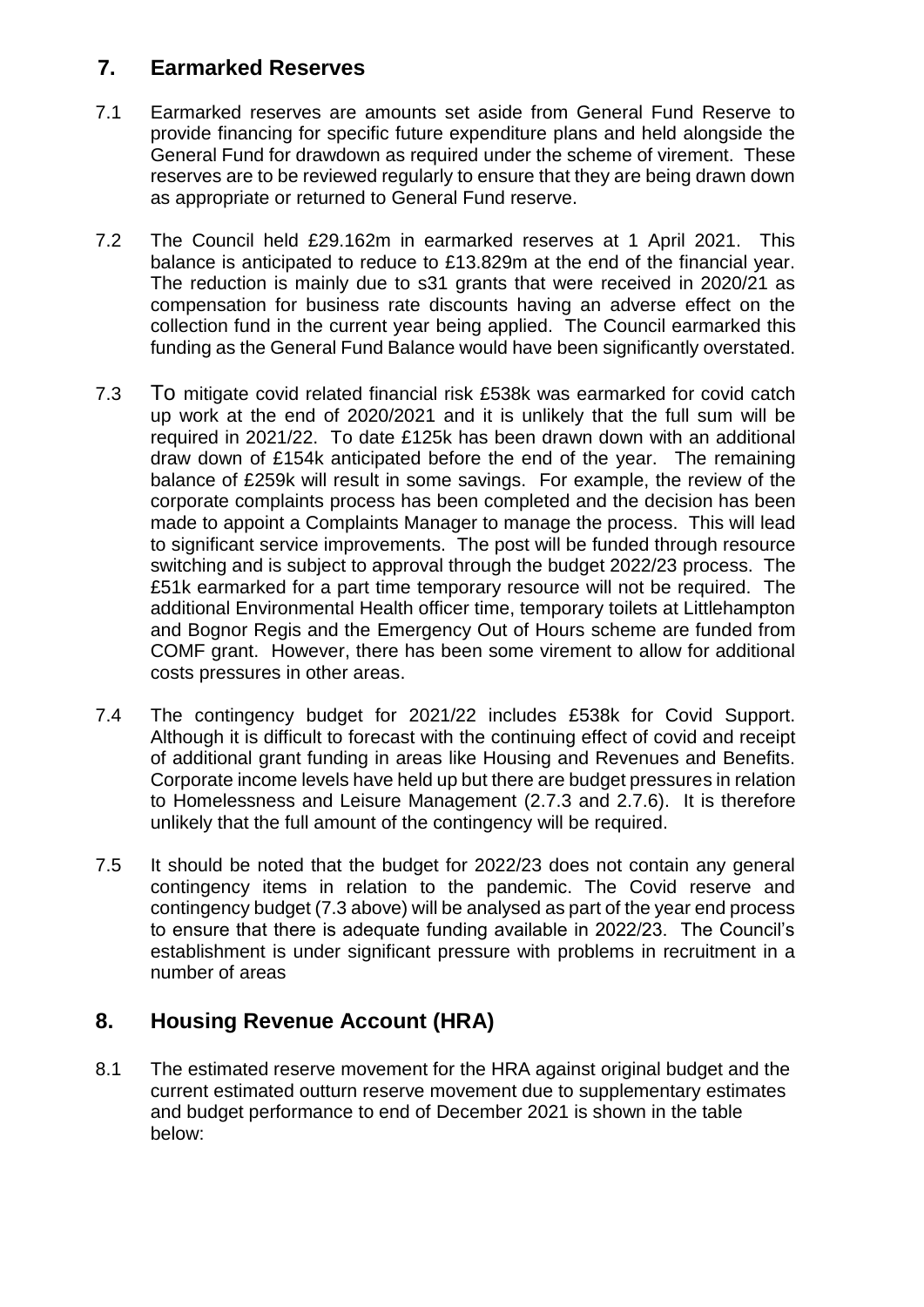## 7. Earmarked Reserves

7.1 Earmarked reserves are amounts set aside from General Fund Reserve to provide financing for specific future expenditure plans and held alongside the General Fund for drawdown as required under the scheme of virement. These reserves are to be reviewed regularly to ensure that they are being drawn down as appropriate or returned to General Fund reserve.

7.2 The Council held £29.162m in earmarked reserves at 1 April 2021. This balance is anticipated to reduce to £13.829m at the end of the financial year. The reduction is mainly due to s31 grants that were received in 2020/21 as compensation for business rate discounts having an adverse effect on the collection fund in the current year being applied. The Council earmarked this funding as the General Fund Balance would have been significantly overstated.

7.3 To mitigate covid related financial risk £538k was earmarked for covid catch up work at the end of 2020/2021 and it is unlikely that the full sum will be required in 2021/22. To date £125k has been drawn down with an additional draw down of £154k anticipated before the end of the year. The remaining balance of £259k will result in some savings. For example, the review of the corporate complaints process has been completed and the decision has been made to appoint a Complaints Manager to manage the process. This will lead to significant service improvements. The post will be funded through resource switching and is subject to approval through the budget 2022/23 process. The £51k earmarked for a part time temporary resource will not be required. The additional Environmental Health officer time, temporary toilets at Littlehampton and Bognor Regis and the Emergency Out of Hours scheme are funded from COMF grant. However, there has been some virement to allow for additional costs pressures in other areas.

7.4 The contingency budget for 2021/22 includes £538k for Covid Support. Although it is difficult to forecast with the continuing effect of covid and receipt of additional grant funding in areas like Housing and Revenues and Benefits. Corporate income levels have held up but there are budget pressures in relation to Homelessness and Leisure Management (2.7.3 and 2.7.6). It is therefore unlikely that the full amount of the contingency will be required.

7.5 It should be noted that the budget for 2022/23 does not contain any general contingency items in relation to the pandemic. The Covid reserve and contingency budget (7.3 above) will be analysed as part of the year end process to ensure that there is adequate funding available in 2022/23. The Council's establishment is under significant pressure with problems in recruitment in a number of areas

## 8. Housing Revenue Account (HRA)

8.1 The estimated reserve movement for the HRA against original budget and the current estimated outturn reserve movement due to supplementary estimates and budget performance to end of December 2021 is shown in the table below: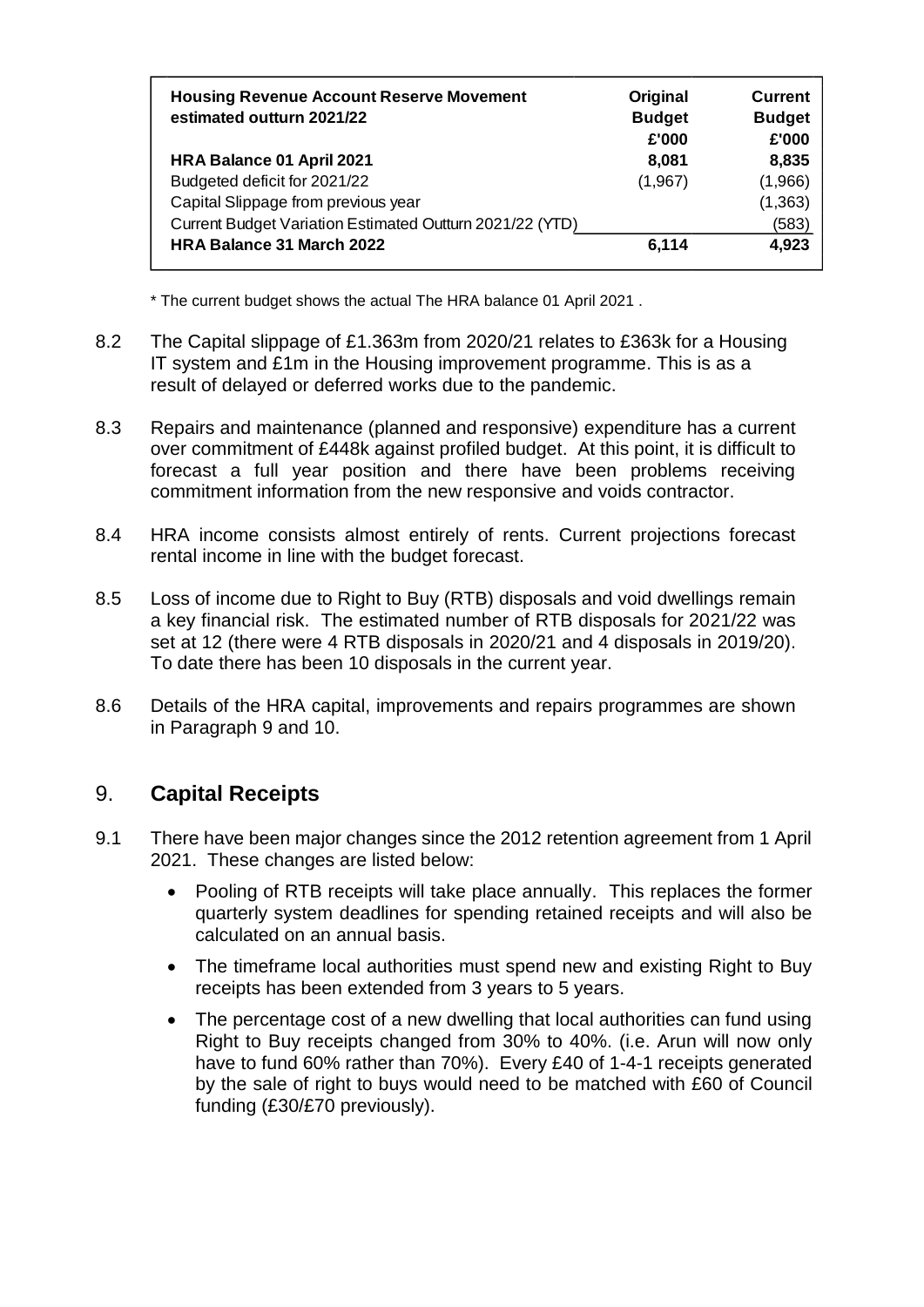| Housing Revenue Account Reserve Movement estimated outturn 2021/22 | Original Budget £'000 | Current Budget £'000 |
|---|---|---|
| **HRA Balance 01 April 2021** | **8,081** | **8,835** |
| Budgeted deficit for 2021/22 | (1,967) | (1,966) |
| Capital Slippage from previous year | | (1,363) |
| Current Budget Variation Estimated Outturn 2021/22 (YTD) | | (583) |
| **HRA Balance 31 March 2022** | **6,114** | **4,923** |

\* The current budget shows the actual The HRA balance 01 April 2021 .

8.2 The Capital slippage of £1.363m from 2020/21 relates to £363k for a Housing IT system and £1m in the Housing improvement programme. This is as a result of delayed or deferred works due to the pandemic.

8.3 Repairs and maintenance (planned and responsive) expenditure has a current over commitment of £448k against profiled budget. At this point, it is difficult to forecast a full year position and there have been problems receiving commitment information from the new responsive and voids contractor.

8.4 HRA income consists almost entirely of rents. Current projections forecast rental income in line with the budget forecast.

8.5 Loss of income due to Right to Buy (RTB) disposals and void dwellings remain a key financial risk. The estimated number of RTB disposals for 2021/22 was set at 12 (there were 4 RTB disposals in 2020/21 and 4 disposals in 2019/20). To date there has been 10 disposals in the current year.

8.6 Details of the HRA capital, improvements and repairs programmes are shown in Paragraph 9 and 10.

## 9. **Capital Receipts**

9.1 There have been major changes since the 2012 retention agreement from 1 April 2021. These changes are listed below:

- Pooling of RTB receipts will take place annually. This replaces the former quarterly system deadlines for spending retained receipts and will also be calculated on an annual basis.
- The timeframe local authorities must spend new and existing Right to Buy receipts has been extended from 3 years to 5 years.
- The percentage cost of a new dwelling that local authorities can fund using Right to Buy receipts changed from 30% to 40%. (i.e. Arun will now only have to fund 60% rather than 70%). Every £40 of 1-4-1 receipts generated by the sale of right to buys would need to be matched with £60 of Council funding (£30/£70 previously).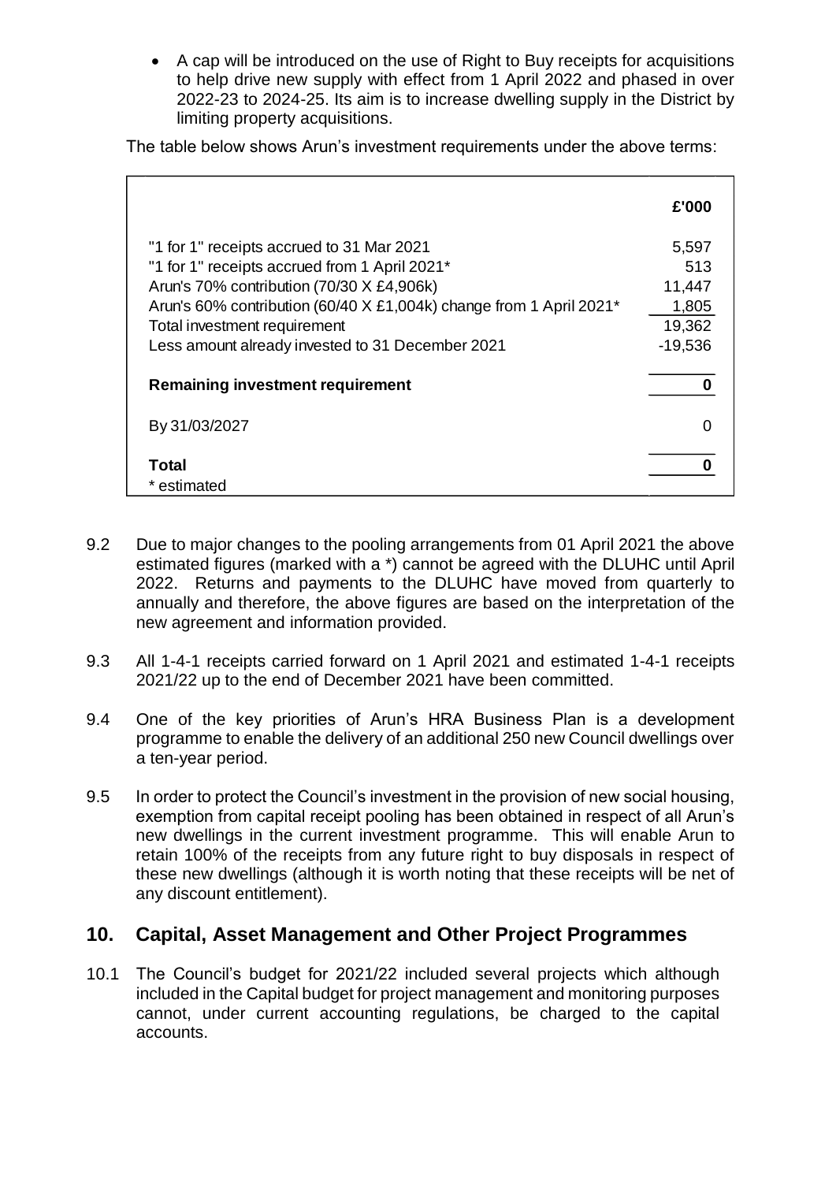- A cap will be introduced on the use of Right to Buy receipts for acquisitions to help drive new supply with effect from 1 April 2022 and phased in over 2022-23 to 2024-25. Its aim is to increase dwelling supply in the District by limiting property acquisitions.

The table below shows Arun's investment requirements under the above terms:

| | £'000 |
|---|---|
| "1 for 1" receipts accrued to 31 Mar 2021 | 5,597 |
| "1 for 1" receipts accrued from 1 April 2021* | 513 |
| Arun's 70% contribution (70/30 X £4,906k) | 11,447 |
| Arun's 60% contribution (60/40 X £1,004k) change from 1 April 2021* | 1,805 |
| Total investment requirement | 19,362 |
| Less amount already invested to 31 December 2021 | -19,536 |
| **Remaining investment requirement** | **0** |
| By 31/03/2027 | 0 |
| **Total** | **0** |
| * estimated | |

9.2 Due to major changes to the pooling arrangements from 01 April 2021 the above estimated figures (marked with a *) cannot be agreed with the DLUHC until April 2022. Returns and payments to the DLUHC have moved from quarterly to annually and therefore, the above figures are based on the interpretation of the new agreement and information provided.

9.3 All 1-4-1 receipts carried forward on 1 April 2021 and estimated 1-4-1 receipts 2021/22 up to the end of December 2021 have been committed.

9.4 One of the key priorities of Arun's HRA Business Plan is a development programme to enable the delivery of an additional 250 new Council dwellings over a ten-year period.

9.5 In order to protect the Council's investment in the provision of new social housing, exemption from capital receipt pooling has been obtained in respect of all Arun's new dwellings in the current investment programme. This will enable Arun to retain 100% of the receipts from any future right to buy disposals in respect of these new dwellings (although it is worth noting that these receipts will be net of any discount entitlement).

## 10. Capital, Asset Management and Other Project Programmes

10.1 The Council's budget for 2021/22 included several projects which although included in the Capital budget for project management and monitoring purposes cannot, under current accounting regulations, be charged to the capital accounts.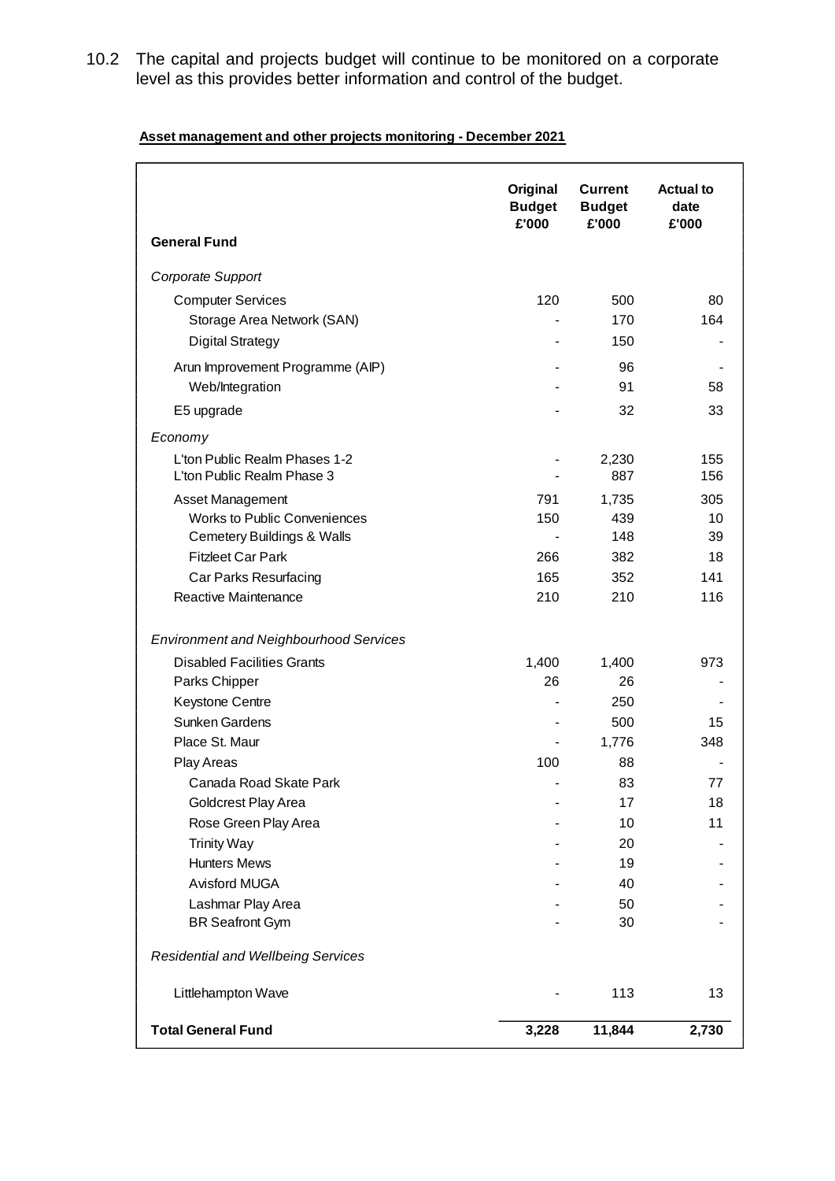10.2 The capital and projects budget will continue to be monitored on a corporate level as this provides better information and control of the budget.

**Asset management and other projects monitoring - December 2021**

| General Fund | Original Budget £'000 | Current Budget £'000 | Actual to date £'000 |
|---|---|---|---|
| *Corporate Support* | | | |
| Computer Services | 120 | 500 | 80 |
| Storage Area Network (SAN) | - | 170 | 164 |
| Digital Strategy | - | 150 | - |
| Arun Improvement Programme (AIP) | - | 96 | - |
| Web/Integration | - | 91 | 58 |
| E5 upgrade | - | 32 | 33 |
| *Economy* | | | |
| L'ton Public Realm Phases 1-2 | - | 2,230 | 155 |
| L'ton Public Realm Phase 3 | - | 887 | 156 |
| Asset Management | 791 | 1,735 | 305 |
| Works to Public Conveniences | 150 | 439 | 10 |
| Cemetery Buildings & Walls | - | 148 | 39 |
| Fitzleet Car Park | 266 | 382 | 18 |
| Car Parks Resurfacing | 165 | 352 | 141 |
| Reactive Maintenance | 210 | 210 | 116 |
| *Environment and Neighbourhood Services* | | | |
| Disabled Facilities Grants | 1,400 | 1,400 | 973 |
| Parks Chipper | 26 | 26 | - |
| Keystone Centre | - | 250 | - |
| Sunken Gardens | - | 500 | 15 |
| Place St. Maur | - | 1,776 | 348 |
| Play Areas | 100 | 88 | - |
| Canada Road Skate Park | - | 83 | 77 |
| Goldcrest Play Area | - | 17 | 18 |
| Rose Green Play Area | - | 10 | 11 |
| Trinity Way | - | 20 | - |
| Hunters Mews | - | 19 | - |
| Avisford MUGA | - | 40 | - |
| Lashmar Play Area | - | 50 | - |
| BR Seafront Gym | - | 30 | - |
| *Residential and Wellbeing Services* | | | |
| Littlehampton Wave | - | 113 | 13 |
| **Total General Fund** | **3,228** | **11,844** | **2,730** |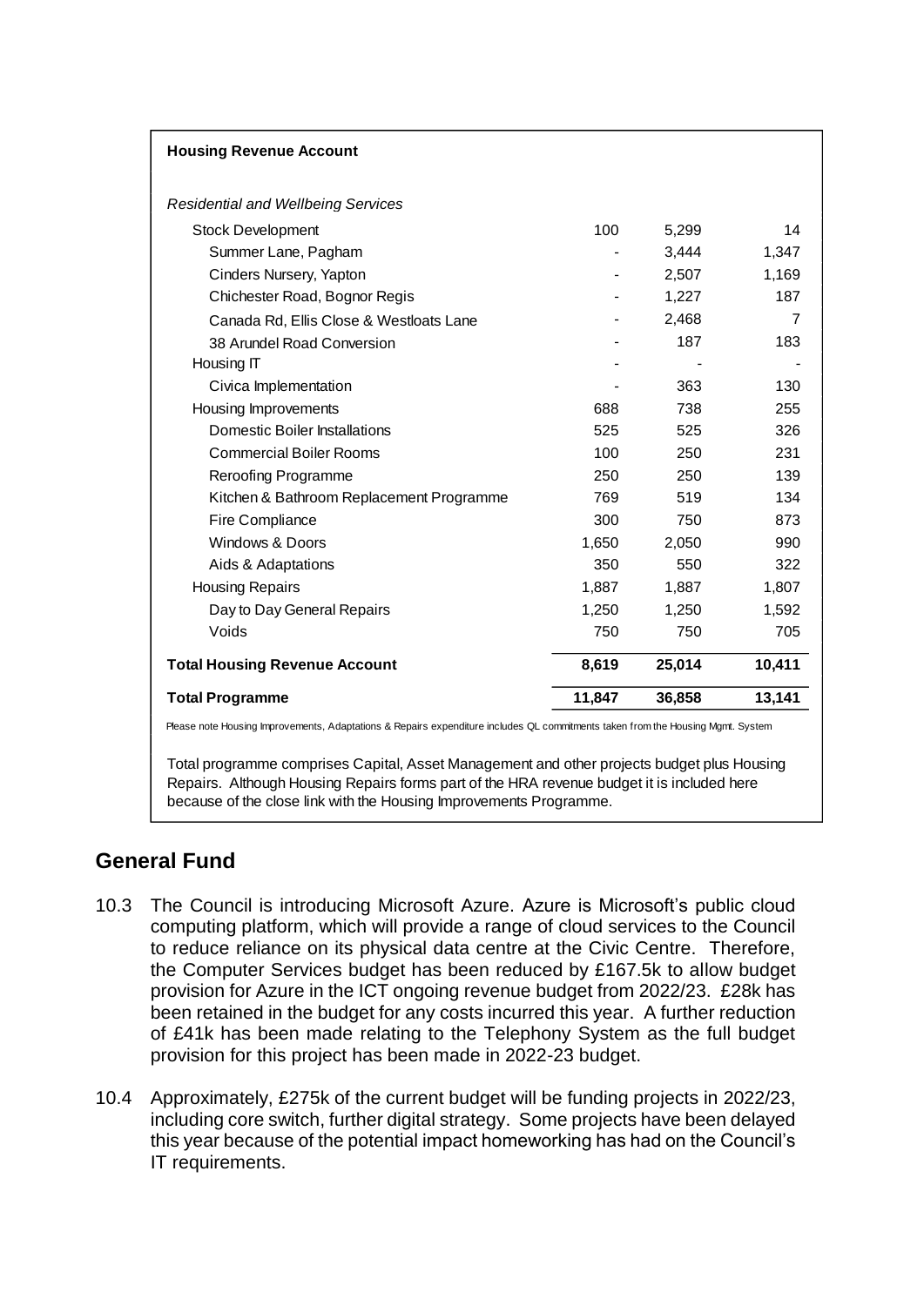**Housing Revenue Account**

| | | | |
|---|---|---|---|
| *Residential and Wellbeing Services* | | | |
| Stock Development | 100 | 5,299 | 14 |
| Summer Lane, Pagham | - | 3,444 | 1,347 |
| Cinders Nursery, Yapton | - | 2,507 | 1,169 |
| Chichester Road, Bognor Regis | - | 1,227 | 187 |
| Canada Rd, Ellis Close & Westloats Lane | - | 2,468 | 7 |
| 38 Arundel Road Conversion | - | 187 | 183 |
| Housing IT | - | - | - |
| Civica Implementation | - | 363 | 130 |
| Housing Improvements | 688 | 738 | 255 |
| Domestic Boiler Installations | 525 | 525 | 326 |
| Commercial Boiler Rooms | 100 | 250 | 231 |
| Reroofing Programme | 250 | 250 | 139 |
| Kitchen & Bathroom Replacement Programme | 769 | 519 | 134 |
| Fire Compliance | 300 | 750 | 873 |
| Windows & Doors | 1,650 | 2,050 | 990 |
| Aids & Adaptations | 350 | 550 | 322 |
| Housing Repairs | 1,887 | 1,887 | 1,807 |
| Day to Day General Repairs | 1,250 | 1,250 | 1,592 |
| Voids | 750 | 750 | 705 |
| **Total Housing Revenue Account** | **8,619** | **25,014** | **10,411** |
| **Total Programme** | **11,847** | **36,858** | **13,141** |

Please note Housing Improvements, Adaptations & Repairs expenditure includes QL commitments taken from the Housing Mgmt. System

Total programme comprises Capital, Asset Management and other projects budget plus Housing Repairs. Although Housing Repairs forms part of the HRA revenue budget it is included here because of the close link with the Housing Improvements Programme.

## General Fund

10.3 The Council is introducing Microsoft Azure. Azure is Microsoft's public cloud computing platform, which will provide a range of cloud services to the Council to reduce reliance on its physical data centre at the Civic Centre. Therefore, the Computer Services budget has been reduced by £167.5k to allow budget provision for Azure in the ICT ongoing revenue budget from 2022/23. £28k has been retained in the budget for any costs incurred this year. A further reduction of £41k has been made relating to the Telephony System as the full budget provision for this project has been made in 2022-23 budget.

10.4 Approximately, £275k of the current budget will be funding projects in 2022/23, including core switch, further digital strategy. Some projects have been delayed this year because of the potential impact homeworking has had on the Council's IT requirements.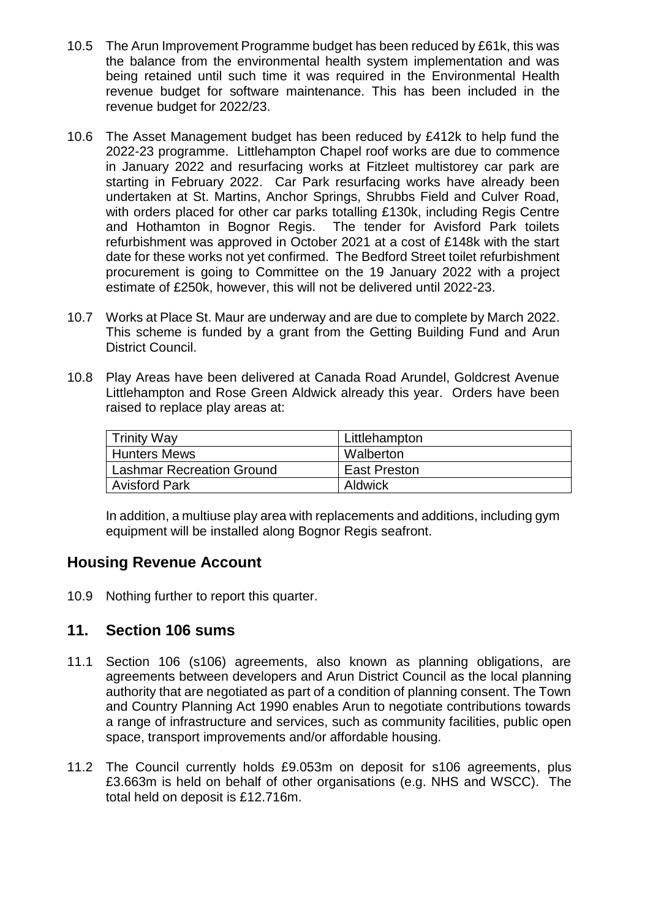10.5 The Arun Improvement Programme budget has been reduced by £61k, this was the balance from the environmental health system implementation and was being retained until such time it was required in the Environmental Health revenue budget for software maintenance. This has been included in the revenue budget for 2022/23.

10.6 The Asset Management budget has been reduced by £412k to help fund the 2022-23 programme. Littlehampton Chapel roof works are due to commence in January 2022 and resurfacing works at Fitzleet multistorey car park are starting in February 2022. Car Park resurfacing works have already been undertaken at St. Martins, Anchor Springs, Shrubbs Field and Culver Road, with orders placed for other car parks totalling £130k, including Regis Centre and Hothamton in Bognor Regis. The tender for Avisford Park toilets refurbishment was approved in October 2021 at a cost of £148k with the start date for these works not yet confirmed. The Bedford Street toilet refurbishment procurement is going to Committee on the 19 January 2022 with a project estimate of £250k, however, this will not be delivered until 2022-23.

10.7 Works at Place St. Maur are underway and are due to complete by March 2022. This scheme is funded by a grant from the Getting Building Fund and Arun District Council.

10.8 Play Areas have been delivered at Canada Road Arundel, Goldcrest Avenue Littlehampton and Rose Green Aldwick already this year. Orders have been raised to replace play areas at:

| Trinity Way | Littlehampton |
|---|---|
| Hunters Mews | Walberton |
| Lashmar Recreation Ground | East Preston |
| Avisford Park | Aldwick |

In addition, a multiuse play area with replacements and additions, including gym equipment will be installed along Bognor Regis seafront.

## Housing Revenue Account

10.9 Nothing further to report this quarter.

## 11. Section 106 sums

11.1 Section 106 (s106) agreements, also known as planning obligations, are agreements between developers and Arun District Council as the local planning authority that are negotiated as part of a condition of planning consent. The Town and Country Planning Act 1990 enables Arun to negotiate contributions towards a range of infrastructure and services, such as community facilities, public open space, transport improvements and/or affordable housing.

11.2 The Council currently holds £9.053m on deposit for s106 agreements, plus £3.663m is held on behalf of other organisations (e.g. NHS and WSCC). The total held on deposit is £12.716m.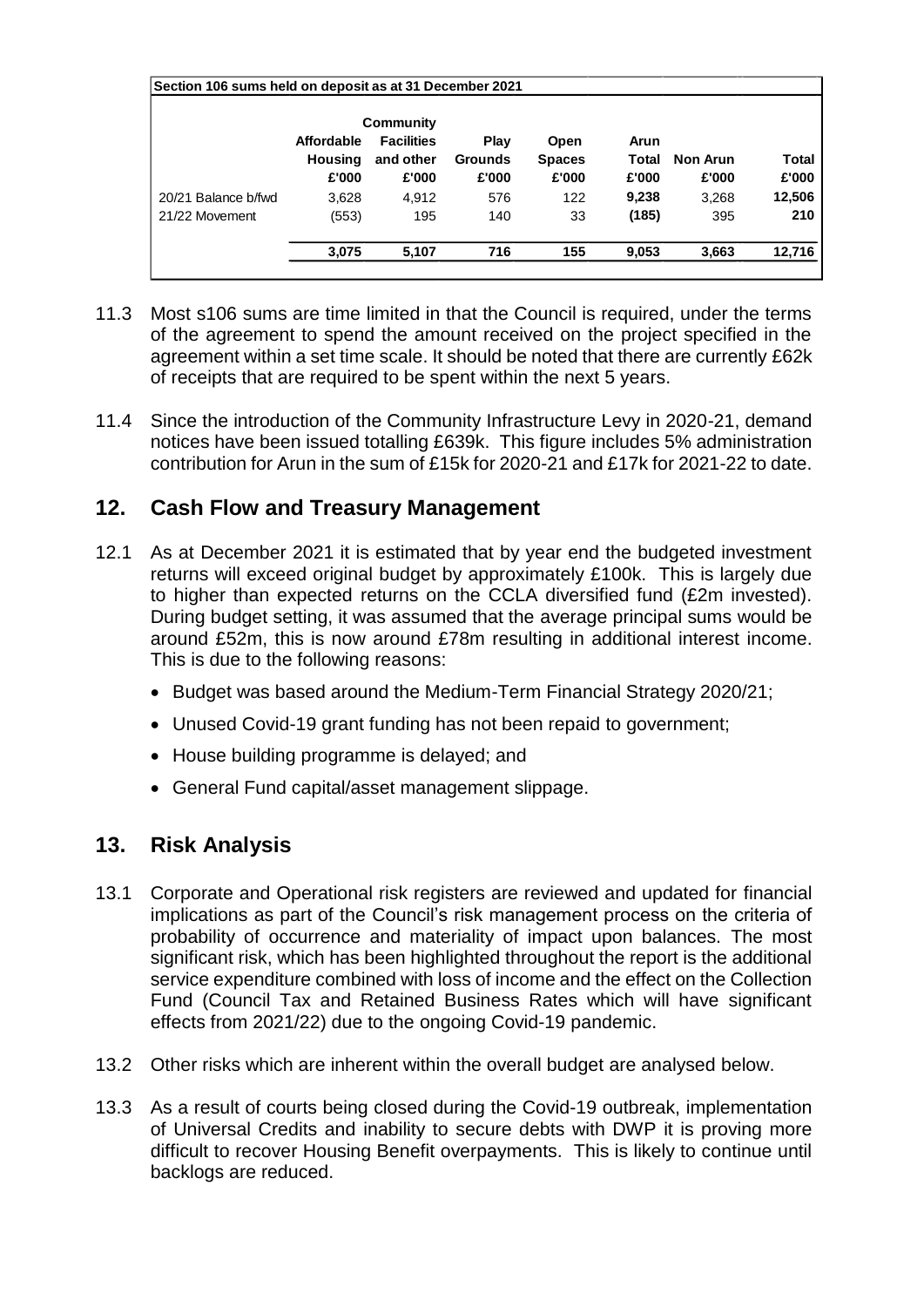| Section 106 sums held on deposit as at 31 December 2021 | | | | | | | |
|---|---|---|---|---|---|---|---|
| | Affordable Housing £'000 | Community Facilities and other £'000 | Play Grounds £'000 | Open Spaces £'000 | Arun Total £'000 | Non Arun £'000 | Total £'000 |
| 20/21 Balance b/fwd | 3,628 | 4,912 | 576 | 122 | **9,238** | 3,268 | **12,506** |
| 21/22 Movement | (553) | 195 | 140 | 33 | **(185)** | 395 | **210** |
| | **3,075** | **5,107** | **716** | **155** | **9,053** | **3,663** | **12,716** |

11.3 Most s106 sums are time limited in that the Council is required, under the terms of the agreement to spend the amount received on the project specified in the agreement within a set time scale. It should be noted that there are currently £62k of receipts that are required to be spent within the next 5 years.

11.4 Since the introduction of the Community Infrastructure Levy in 2020-21, demand notices have been issued totalling £639k. This figure includes 5% administration contribution for Arun in the sum of £15k for 2020-21 and £17k for 2021-22 to date.

## 12. Cash Flow and Treasury Management

12.1 As at December 2021 it is estimated that by year end the budgeted investment returns will exceed original budget by approximately £100k. This is largely due to higher than expected returns on the CCLA diversified fund (£2m invested). During budget setting, it was assumed that the average principal sums would be around £52m, this is now around £78m resulting in additional interest income. This is due to the following reasons:

- Budget was based around the Medium-Term Financial Strategy 2020/21;
- Unused Covid-19 grant funding has not been repaid to government;
- House building programme is delayed; and
- General Fund capital/asset management slippage.

## 13. Risk Analysis

13.1 Corporate and Operational risk registers are reviewed and updated for financial implications as part of the Council's risk management process on the criteria of probability of occurrence and materiality of impact upon balances. The most significant risk, which has been highlighted throughout the report is the additional service expenditure combined with loss of income and the effect on the Collection Fund (Council Tax and Retained Business Rates which will have significant effects from 2021/22) due to the ongoing Covid-19 pandemic.

13.2 Other risks which are inherent within the overall budget are analysed below.

13.3 As a result of courts being closed during the Covid-19 outbreak, implementation of Universal Credits and inability to secure debts with DWP it is proving more difficult to recover Housing Benefit overpayments. This is likely to continue until backlogs are reduced.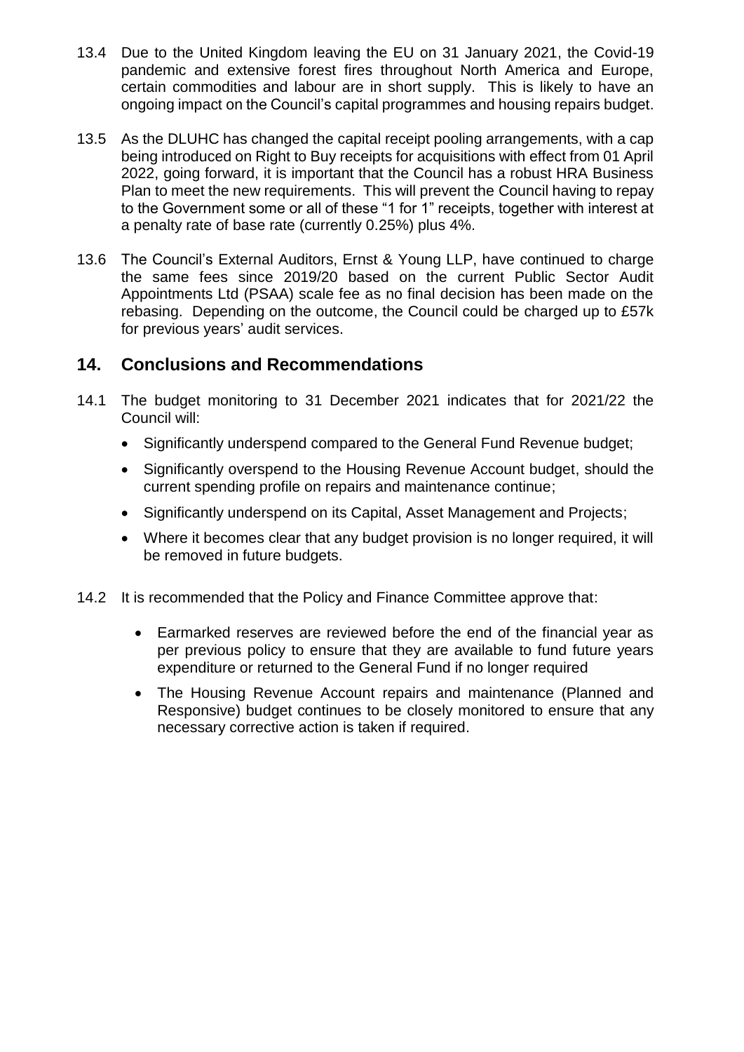13.4 Due to the United Kingdom leaving the EU on 31 January 2021, the Covid-19 pandemic and extensive forest fires throughout North America and Europe, certain commodities and labour are in short supply. This is likely to have an ongoing impact on the Council's capital programmes and housing repairs budget.

13.5 As the DLUHC has changed the capital receipt pooling arrangements, with a cap being introduced on Right to Buy receipts for acquisitions with effect from 01 April 2022, going forward, it is important that the Council has a robust HRA Business Plan to meet the new requirements. This will prevent the Council having to repay to the Government some or all of these "1 for 1" receipts, together with interest at a penalty rate of base rate (currently 0.25%) plus 4%.

13.6 The Council's External Auditors, Ernst & Young LLP, have continued to charge the same fees since 2019/20 based on the current Public Sector Audit Appointments Ltd (PSAA) scale fee as no final decision has been made on the rebasing. Depending on the outcome, the Council could be charged up to £57k for previous years' audit services.

## 14. Conclusions and Recommendations

14.1 The budget monitoring to 31 December 2021 indicates that for 2021/22 the Council will:

- Significantly underspend compared to the General Fund Revenue budget;
- Significantly overspend to the Housing Revenue Account budget, should the current spending profile on repairs and maintenance continue;
- Significantly underspend on its Capital, Asset Management and Projects;
- Where it becomes clear that any budget provision is no longer required, it will be removed in future budgets.

14.2 It is recommended that the Policy and Finance Committee approve that:

- Earmarked reserves are reviewed before the end of the financial year as per previous policy to ensure that they are available to fund future years expenditure or returned to the General Fund if no longer required
- The Housing Revenue Account repairs and maintenance (Planned and Responsive) budget continues to be closely monitored to ensure that any necessary corrective action is taken if required.